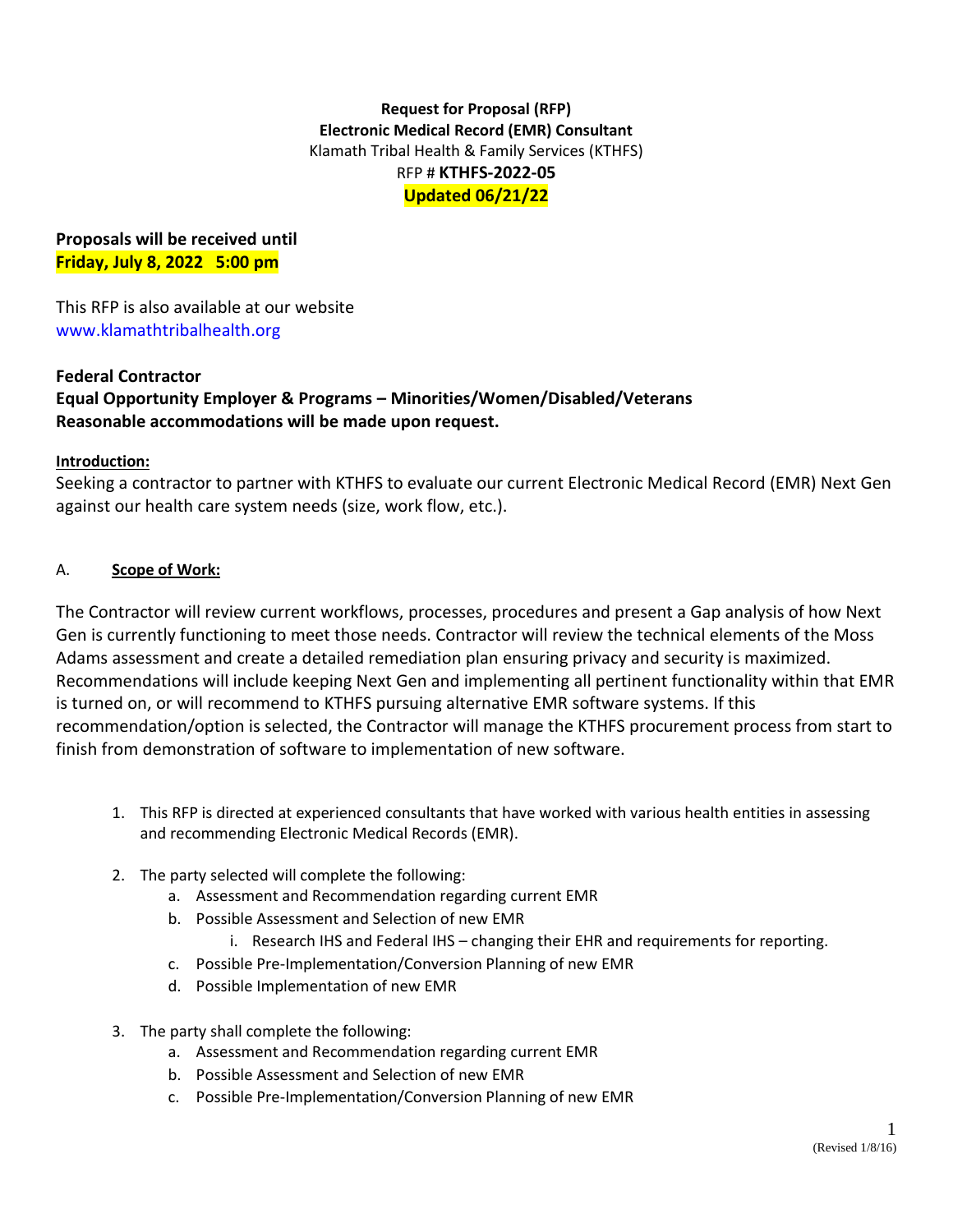**Request for Proposal (RFP)**
**Electronic Medical Record (EMR) Consultant**
Klamath Tribal Health & Family Services (KTHFS)
RFP # **KTHFS-2022-05**
**Updated 06/21/22**

**Proposals will be received until**
**Friday, July 8, 2022 5:00 pm**

This RFP is also available at our website
www.klamathtribalhealth.org

**Federal Contractor**
**Equal Opportunity Employer & Programs – Minorities/Women/Disabled/Veterans**
**Reasonable accommodations will be made upon request.**

**Introduction:**
Seeking a contractor to partner with KTHFS to evaluate our current Electronic Medical Record (EMR) Next Gen against our health care system needs (size, work flow, etc.).

## A. Scope of Work:

The Contractor will review current workflows, processes, procedures and present a Gap analysis of how Next Gen is currently functioning to meet those needs. Contractor will review the technical elements of the Moss Adams assessment and create a detailed remediation plan ensuring privacy and security is maximized. Recommendations will include keeping Next Gen and implementing all pertinent functionality within that EMR is turned on, or will recommend to KTHFS pursuing alternative EMR software systems. If this recommendation/option is selected, the Contractor will manage the KTHFS procurement process from start to finish from demonstration of software to implementation of new software.

1. This RFP is directed at experienced consultants that have worked with various health entities in assessing and recommending Electronic Medical Records (EMR).

2. The party selected will complete the following:
   a. Assessment and Recommendation regarding current EMR
   b. Possible Assessment and Selection of new EMR
      i. Research IHS and Federal IHS – changing their EHR and requirements for reporting.
   c. Possible Pre-Implementation/Conversion Planning of new EMR
   d. Possible Implementation of new EMR

3. The party shall complete the following:
   a. Assessment and Recommendation regarding current EMR
   b. Possible Assessment and Selection of new EMR
   c. Possible Pre-Implementation/Conversion Planning of new EMR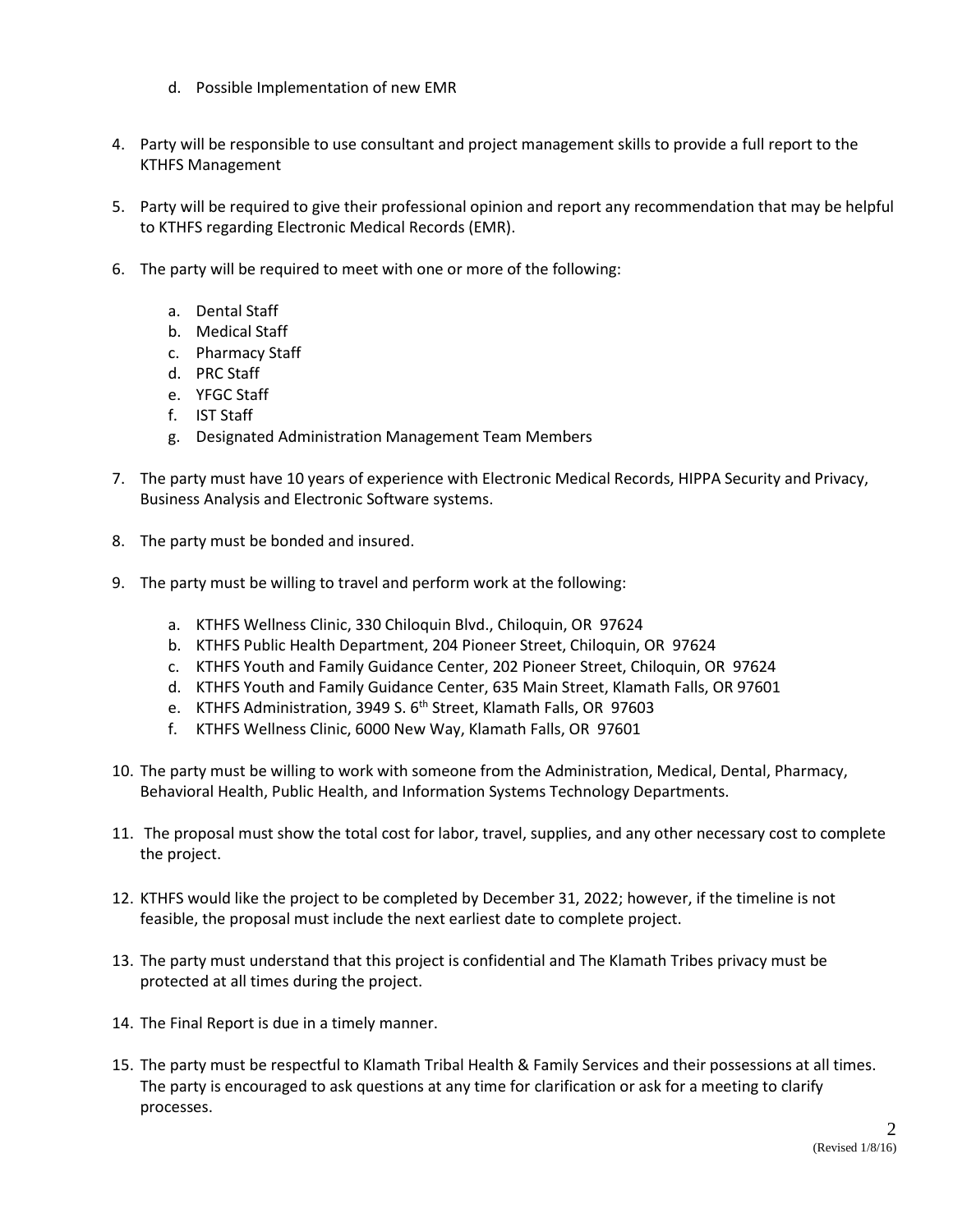d. Possible Implementation of new EMR

4. Party will be responsible to use consultant and project management skills to provide a full report to the KTHFS Management

5. Party will be required to give their professional opinion and report any recommendation that may be helpful to KTHFS regarding Electronic Medical Records (EMR).

6. The party will be required to meet with one or more of the following:

   a. Dental Staff
   b. Medical Staff
   c. Pharmacy Staff
   d. PRC Staff
   e. YFGC Staff
   f. IST Staff
   g. Designated Administration Management Team Members

7. The party must have 10 years of experience with Electronic Medical Records, HIPPA Security and Privacy, Business Analysis and Electronic Software systems.

8. The party must be bonded and insured.

9. The party must be willing to travel and perform work at the following:

   a. KTHFS Wellness Clinic, 330 Chiloquin Blvd., Chiloquin, OR 97624
   b. KTHFS Public Health Department, 204 Pioneer Street, Chiloquin, OR 97624
   c. KTHFS Youth and Family Guidance Center, 202 Pioneer Street, Chiloquin, OR 97624
   d. KTHFS Youth and Family Guidance Center, 635 Main Street, Klamath Falls, OR 97601
   e. KTHFS Administration, 3949 S. 6th Street, Klamath Falls, OR 97603
   f. KTHFS Wellness Clinic, 6000 New Way, Klamath Falls, OR 97601

10. The party must be willing to work with someone from the Administration, Medical, Dental, Pharmacy, Behavioral Health, Public Health, and Information Systems Technology Departments.

11. The proposal must show the total cost for labor, travel, supplies, and any other necessary cost to complete the project.

12. KTHFS would like the project to be completed by December 31, 2022; however, if the timeline is not feasible, the proposal must include the next earliest date to complete project.

13. The party must understand that this project is confidential and The Klamath Tribes privacy must be protected at all times during the project.

14. The Final Report is due in a timely manner.

15. The party must be respectful to Klamath Tribal Health & Family Services and their possessions at all times. The party is encouraged to ask questions at any time for clarification or ask for a meeting to clarify processes.

(Revised 1/8/16)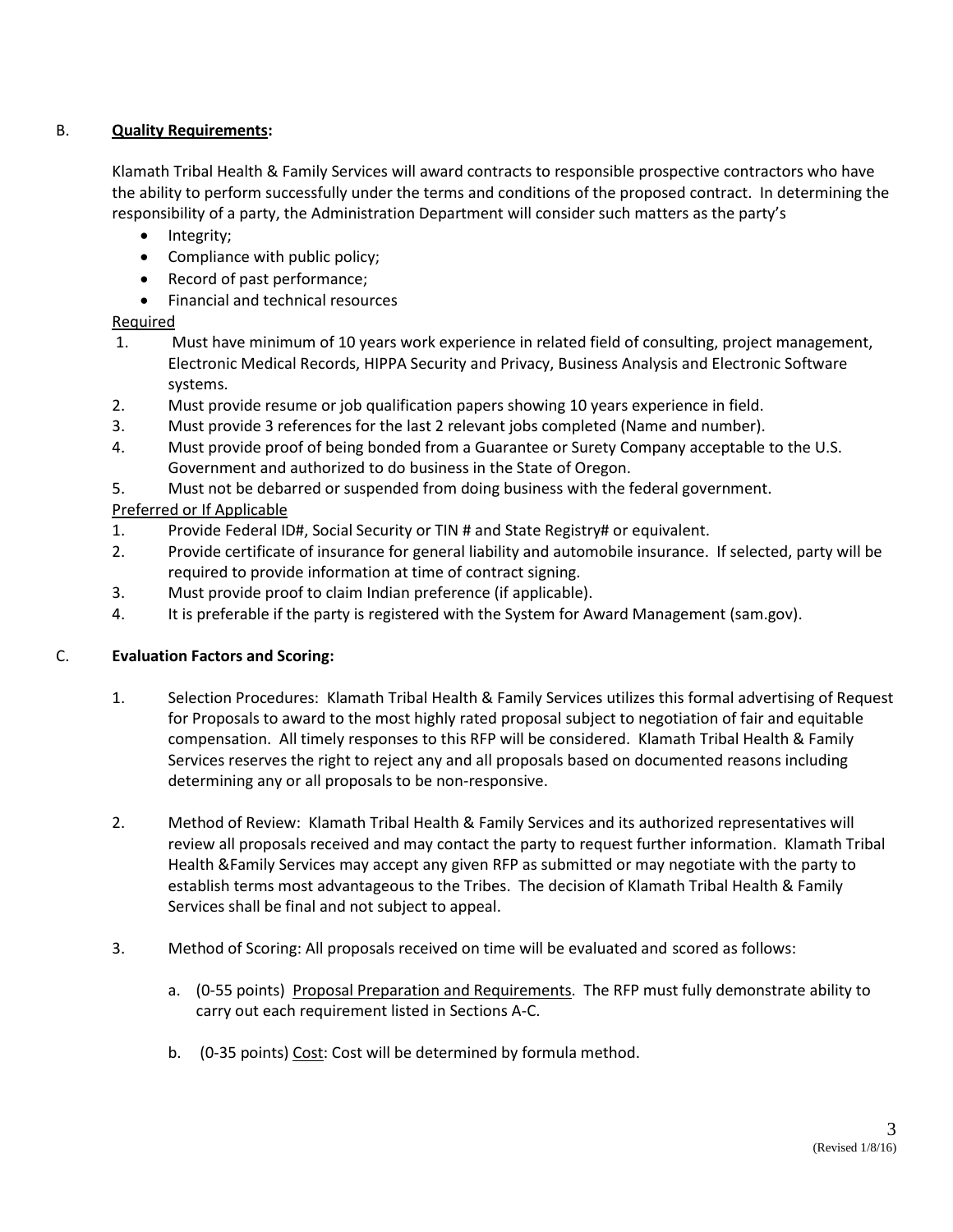B. **<u>Quality Requirements</u>:**

Klamath Tribal Health & Family Services will award contracts to responsible prospective contractors who have the ability to perform successfully under the terms and conditions of the proposed contract. In determining the responsibility of a party, the Administration Department will consider such matters as the party's

- Integrity;
- Compliance with public policy;
- Record of past performance;
- Financial and technical resources

<u>Required</u>

1. Must have minimum of 10 years work experience in related field of consulting, project management, Electronic Medical Records, HIPPA Security and Privacy, Business Analysis and Electronic Software systems.
2. Must provide resume or job qualification papers showing 10 years experience in field.
3. Must provide 3 references for the last 2 relevant jobs completed (Name and number).
4. Must provide proof of being bonded from a Guarantee or Surety Company acceptable to the U.S. Government and authorized to do business in the State of Oregon.
5. Must not be debarred or suspended from doing business with the federal government.

<u>Preferred or If Applicable</u>

1. Provide Federal ID#, Social Security or TIN # and State Registry# or equivalent.
2. Provide certificate of insurance for general liability and automobile insurance. If selected, party will be required to provide information at time of contract signing.
3. Must provide proof to claim Indian preference (if applicable).
4. It is preferable if the party is registered with the System for Award Management (sam.gov).

C. **Evaluation Factors and Scoring:**

1. Selection Procedures: Klamath Tribal Health & Family Services utilizes this formal advertising of Request for Proposals to award to the most highly rated proposal subject to negotiation of fair and equitable compensation. All timely responses to this RFP will be considered. Klamath Tribal Health & Family Services reserves the right to reject any and all proposals based on documented reasons including determining any or all proposals to be non-responsive.

2. Method of Review: Klamath Tribal Health & Family Services and its authorized representatives will review all proposals received and may contact the party to request further information. Klamath Tribal Health &Family Services may accept any given RFP as submitted or may negotiate with the party to establish terms most advantageous to the Tribes. The decision of Klamath Tribal Health & Family Services shall be final and not subject to appeal.

3. Method of Scoring: All proposals received on time will be evaluated and scored as follows:

    a. (0-55 points) <u>Proposal Preparation and Requirements</u>. The RFP must fully demonstrate ability to carry out each requirement listed in Sections A-C.

    b. (0-35 points) <u>Cost</u>: Cost will be determined by formula method.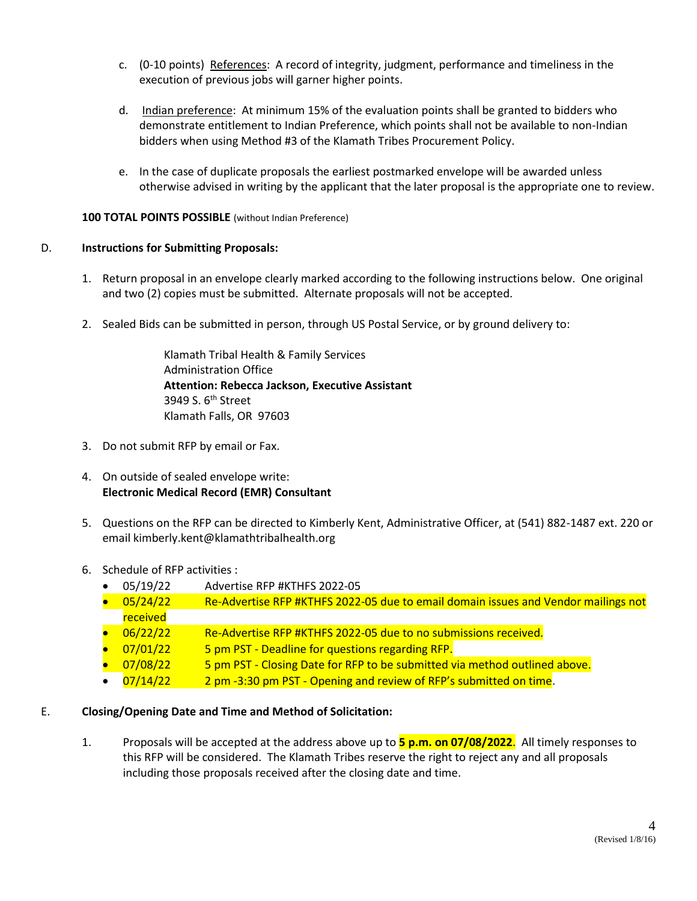c. (0-10 points) References: A record of integrity, judgment, performance and timeliness in the execution of previous jobs will garner higher points.

d. Indian preference: At minimum 15% of the evaluation points shall be granted to bidders who demonstrate entitlement to Indian Preference, which points shall not be available to non-Indian bidders when using Method #3 of the Klamath Tribes Procurement Policy.

e. In the case of duplicate proposals the earliest postmarked envelope will be awarded unless otherwise advised in writing by the applicant that the later proposal is the appropriate one to review.

**100 TOTAL POINTS POSSIBLE** (without Indian Preference)

D. **Instructions for Submitting Proposals:**

1. Return proposal in an envelope clearly marked according to the following instructions below. One original and two (2) copies must be submitted. Alternate proposals will not be accepted.

2. Sealed Bids can be submitted in person, through US Postal Service, or by ground delivery to:

   Klamath Tribal Health & Family Services
   Administration Office
   **Attention: Rebecca Jackson, Executive Assistant**
   3949 S. 6th Street
   Klamath Falls, OR 97603

3. Do not submit RFP by email or Fax.

4. On outside of sealed envelope write:
   **Electronic Medical Record (EMR) Consultant**

5. Questions on the RFP can be directed to Kimberly Kent, Administrative Officer, at (541) 882-1487 ext. 220 or email kimberly.kent@klamathtribalhealth.org

6. Schedule of RFP activities :
   - 05/19/22 Advertise RFP #KTHFS 2022-05
   - 05/24/22 Re-Advertise RFP #KTHFS 2022-05 due to email domain issues and Vendor mailings not received
   - 06/22/22 Re-Advertise RFP #KTHFS 2022-05 due to no submissions received.
   - 07/01/22 5 pm PST - Deadline for questions regarding RFP.
   - 07/08/22 5 pm PST - Closing Date for RFP to be submitted via method outlined above.
   - 07/14/22 2 pm -3:30 pm PST - Opening and review of RFP's submitted on time.

E. **Closing/Opening Date and Time and Method of Solicitation:**

1. Proposals will be accepted at the address above up to **5 p.m. on 07/08/2022**. All timely responses to this RFP will be considered. The Klamath Tribes reserve the right to reject any and all proposals including those proposals received after the closing date and time.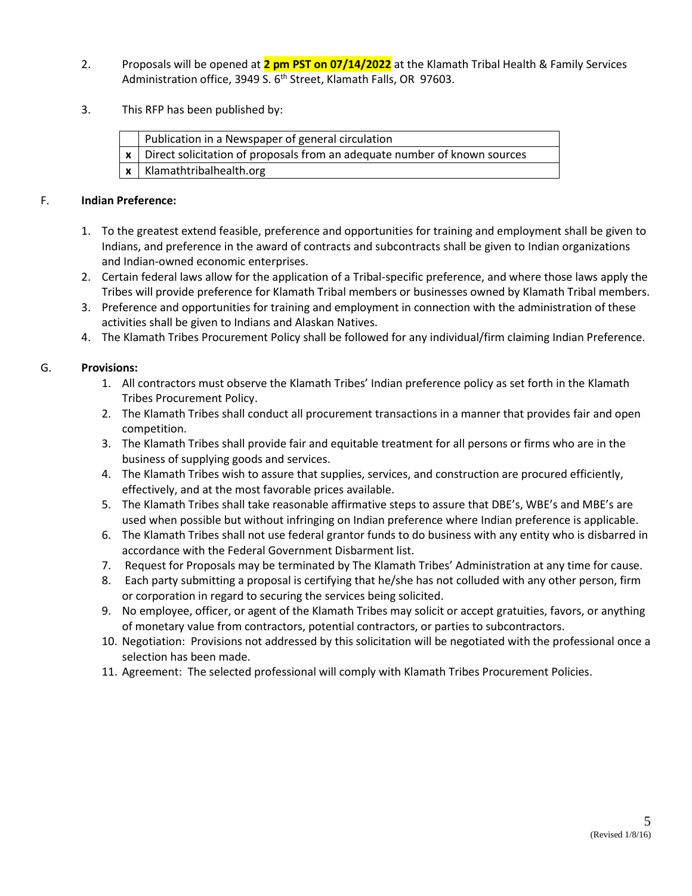2. Proposals will be opened at **2 pm PST on 07/14/2022** at the Klamath Tribal Health & Family Services Administration office, 3949 S. 6th Street, Klamath Falls, OR 97603.

3. This RFP has been published by:

| | |
|---|---|
| | Publication in a Newspaper of general circulation |
| **x** | Direct solicitation of proposals from an adequate number of known sources |
| **x** | Klamathtribalhealth.org |

F. **Indian Preference:**

1. To the greatest extend feasible, preference and opportunities for training and employment shall be given to Indians, and preference in the award of contracts and subcontracts shall be given to Indian organizations and Indian-owned economic enterprises.
2. Certain federal laws allow for the application of a Tribal-specific preference, and where those laws apply the Tribes will provide preference for Klamath Tribal members or businesses owned by Klamath Tribal members.
3. Preference and opportunities for training and employment in connection with the administration of these activities shall be given to Indians and Alaskan Natives.
4. The Klamath Tribes Procurement Policy shall be followed for any individual/firm claiming Indian Preference.

G. **Provisions:**

1. All contractors must observe the Klamath Tribes' Indian preference policy as set forth in the Klamath Tribes Procurement Policy.
2. The Klamath Tribes shall conduct all procurement transactions in a manner that provides fair and open competition.
3. The Klamath Tribes shall provide fair and equitable treatment for all persons or firms who are in the business of supplying goods and services.
4. The Klamath Tribes wish to assure that supplies, services, and construction are procured efficiently, effectively, and at the most favorable prices available.
5. The Klamath Tribes shall take reasonable affirmative steps to assure that DBE's, WBE's and MBE's are used when possible but without infringing on Indian preference where Indian preference is applicable.
6. The Klamath Tribes shall not use federal grantor funds to do business with any entity who is disbarred in accordance with the Federal Government Disbarment list.
7. Request for Proposals may be terminated by The Klamath Tribes' Administration at any time for cause.
8. Each party submitting a proposal is certifying that he/she has not colluded with any other person, firm or corporation in regard to securing the services being solicited.
9. No employee, officer, or agent of the Klamath Tribes may solicit or accept gratuities, favors, or anything of monetary value from contractors, potential contractors, or parties to subcontractors.
10. Negotiation: Provisions not addressed by this solicitation will be negotiated with the professional once a selection has been made.
11. Agreement: The selected professional will comply with Klamath Tribes Procurement Policies.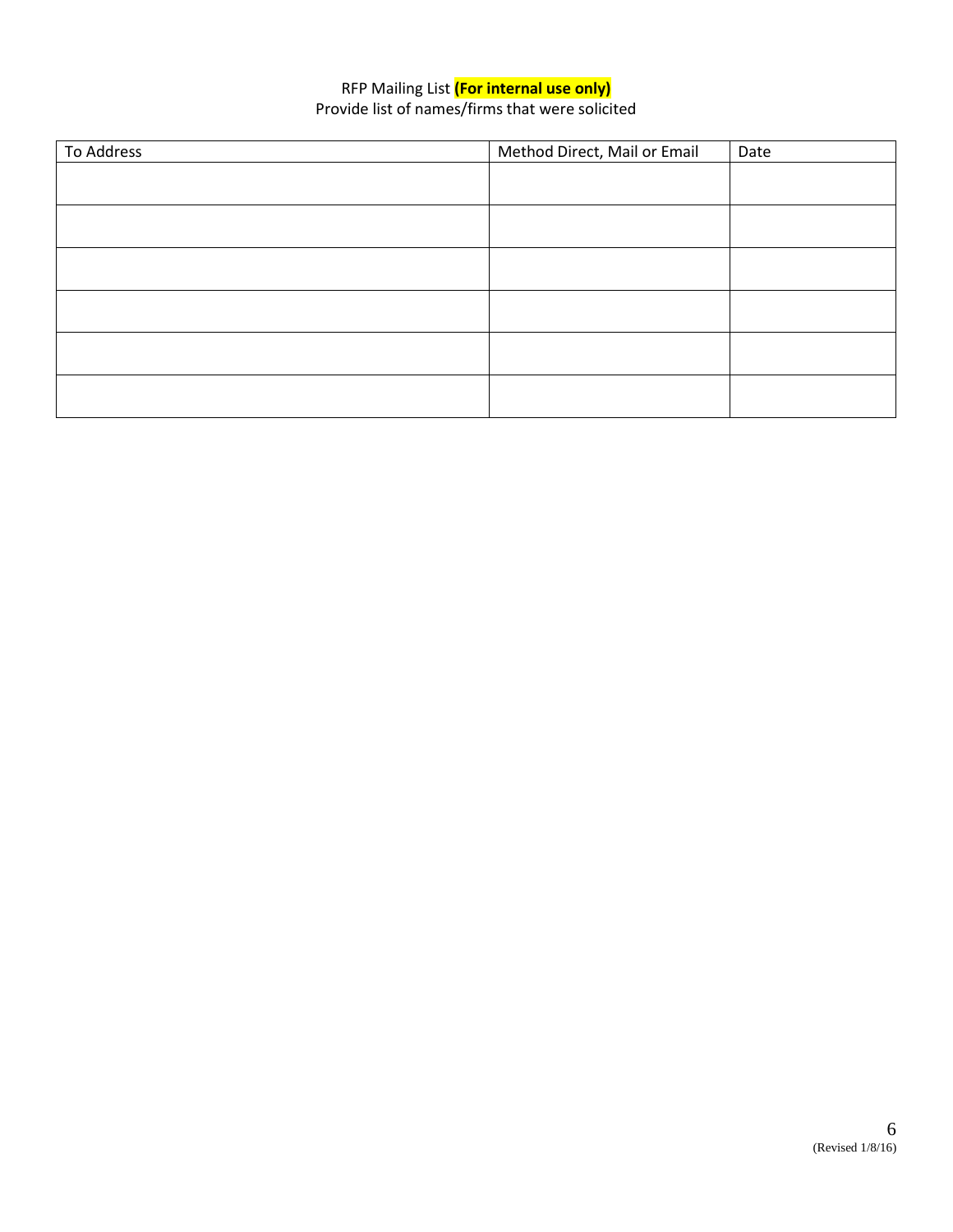RFP Mailing List **(For internal use only)**

Provide list of names/firms that were solicited

| To Address | Method Direct, Mail or Email | Date |
|---|---|---|
| | | |
| | | |
| | | |
| | | |
| | | |
| | | |

(Revised 1/8/16)